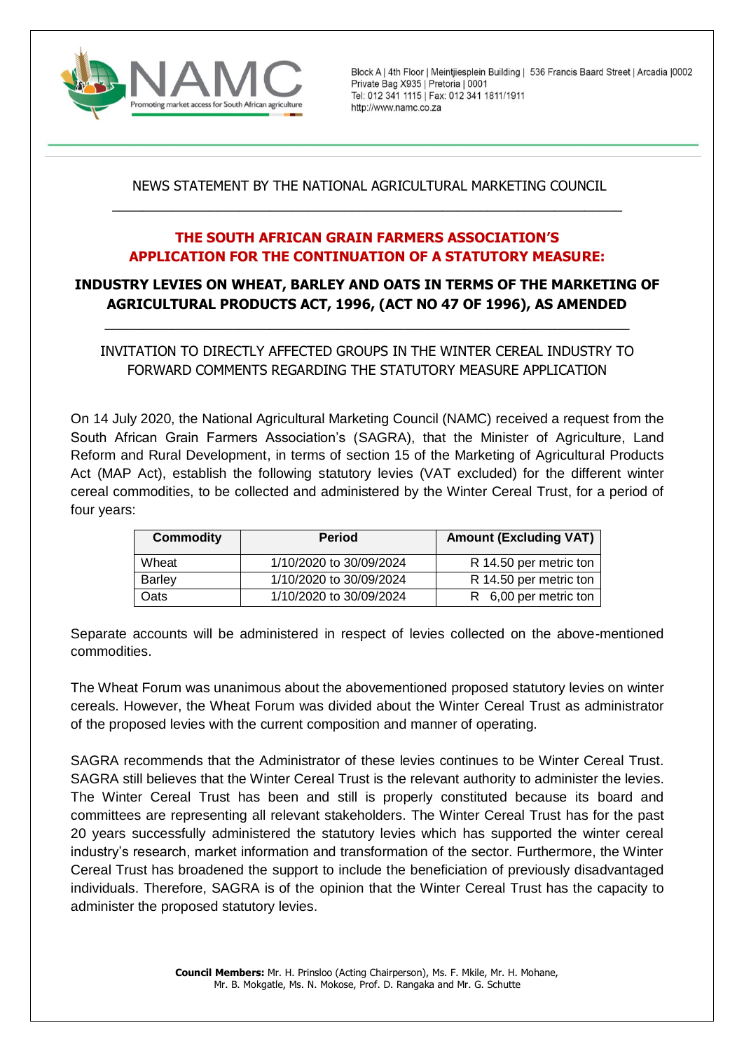Block A | 4th Floor | Meintjiesplein Building | 536 Francis Baard Street | Arcadia |0002
Private Bag X935 | Pretoria | 0001
Tel: 012 341 1115 | Fax: 012 341 1811/1911
http://www.namc.co.za

NEWS STATEMENT BY THE NATIONAL AGRICULTURAL MARKETING COUNCIL

## THE SOUTH AFRICAN GRAIN FARMERS ASSOCIATION'S APPLICATION FOR THE CONTINUATION OF A STATUTORY MEASURE:

## INDUSTRY LEVIES ON WHEAT, BARLEY AND OATS IN TERMS OF THE MARKETING OF AGRICULTURAL PRODUCTS ACT, 1996, (ACT NO 47 OF 1996), AS AMENDED

INVITATION TO DIRECTLY AFFECTED GROUPS IN THE WINTER CEREAL INDUSTRY TO FORWARD COMMENTS REGARDING THE STATUTORY MEASURE APPLICATION

On 14 July 2020, the National Agricultural Marketing Council (NAMC) received a request from the South African Grain Farmers Association's (SAGRA), that the Minister of Agriculture, Land Reform and Rural Development, in terms of section 15 of the Marketing of Agricultural Products Act (MAP Act), establish the following statutory levies (VAT excluded) for the different winter cereal commodities, to be collected and administered by the Winter Cereal Trust, for a period of four years:

| Commodity | Period | Amount (Excluding VAT) |
|---|---|---|
| Wheat | 1/10/2020 to 30/09/2024 | R 14.50 per metric ton |
| Barley | 1/10/2020 to 30/09/2024 | R 14.50 per metric ton |
| Oats | 1/10/2020 to 30/09/2024 | R 6,00 per metric ton |

Separate accounts will be administered in respect of levies collected on the above-mentioned commodities.

The Wheat Forum was unanimous about the abovementioned proposed statutory levies on winter cereals. However, the Wheat Forum was divided about the Winter Cereal Trust as administrator of the proposed levies with the current composition and manner of operating.

SAGRA recommends that the Administrator of these levies continues to be Winter Cereal Trust. SAGRA still believes that the Winter Cereal Trust is the relevant authority to administer the levies. The Winter Cereal Trust has been and still is properly constituted because its board and committees are representing all relevant stakeholders. The Winter Cereal Trust has for the past 20 years successfully administered the statutory levies which has supported the winter cereal industry's research, market information and transformation of the sector. Furthermore, the Winter Cereal Trust has broadened the support to include the beneficiation of previously disadvantaged individuals. Therefore, SAGRA is of the opinion that the Winter Cereal Trust has the capacity to administer the proposed statutory levies.

**Council Members:** Mr. H. Prinsloo (Acting Chairperson), Ms. F. Mkile, Mr. H. Mohane, Mr. B. Mokgatle, Ms. N. Mokose, Prof. D. Rangaka and Mr. G. Schutte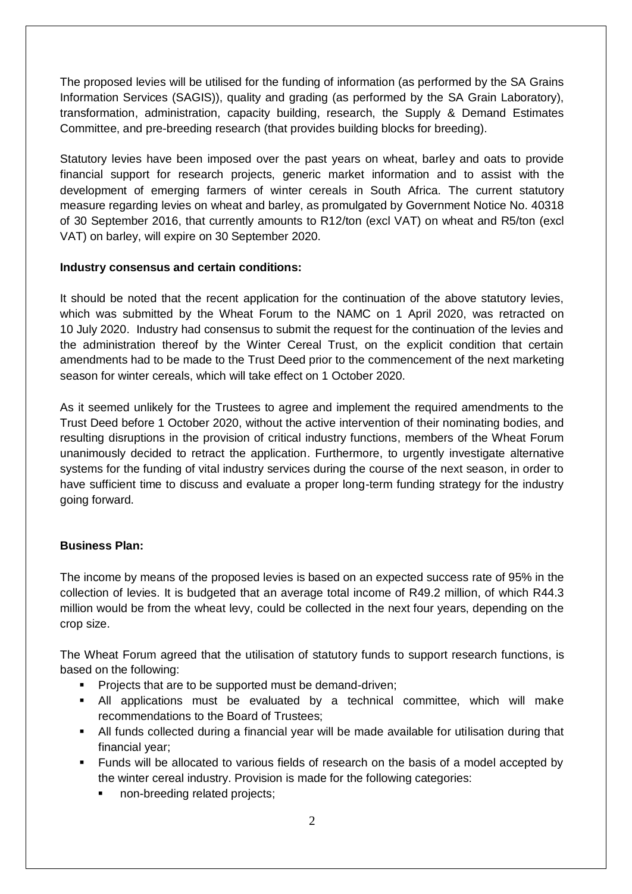The proposed levies will be utilised for the funding of information (as performed by the SA Grains Information Services (SAGIS)), quality and grading (as performed by the SA Grain Laboratory), transformation, administration, capacity building, research, the Supply & Demand Estimates Committee, and pre-breeding research (that provides building blocks for breeding).

Statutory levies have been imposed over the past years on wheat, barley and oats to provide financial support for research projects, generic market information and to assist with the development of emerging farmers of winter cereals in South Africa. The current statutory measure regarding levies on wheat and barley, as promulgated by Government Notice No. 40318 of 30 September 2016, that currently amounts to R12/ton (excl VAT) on wheat and R5/ton (excl VAT) on barley, will expire on 30 September 2020.

**Industry consensus and certain conditions:**

It should be noted that the recent application for the continuation of the above statutory levies, which was submitted by the Wheat Forum to the NAMC on 1 April 2020, was retracted on 10 July 2020. Industry had consensus to submit the request for the continuation of the levies and the administration thereof by the Winter Cereal Trust, on the explicit condition that certain amendments had to be made to the Trust Deed prior to the commencement of the next marketing season for winter cereals, which will take effect on 1 October 2020.

As it seemed unlikely for the Trustees to agree and implement the required amendments to the Trust Deed before 1 October 2020, without the active intervention of their nominating bodies, and resulting disruptions in the provision of critical industry functions, members of the Wheat Forum unanimously decided to retract the application. Furthermore, to urgently investigate alternative systems for the funding of vital industry services during the course of the next season, in order to have sufficient time to discuss and evaluate a proper long-term funding strategy for the industry going forward.

**Business Plan:**

The income by means of the proposed levies is based on an expected success rate of 95% in the collection of levies. It is budgeted that an average total income of R49.2 million, of which R44.3 million would be from the wheat levy, could be collected in the next four years, depending on the crop size.

The Wheat Forum agreed that the utilisation of statutory funds to support research functions, is based on the following:

- Projects that are to be supported must be demand-driven;
- All applications must be evaluated by a technical committee, which will make recommendations to the Board of Trustees;
- All funds collected during a financial year will be made available for utilisation during that financial year;
- Funds will be allocated to various fields of research on the basis of a model accepted by the winter cereal industry. Provision is made for the following categories:
  - non-breeding related projects;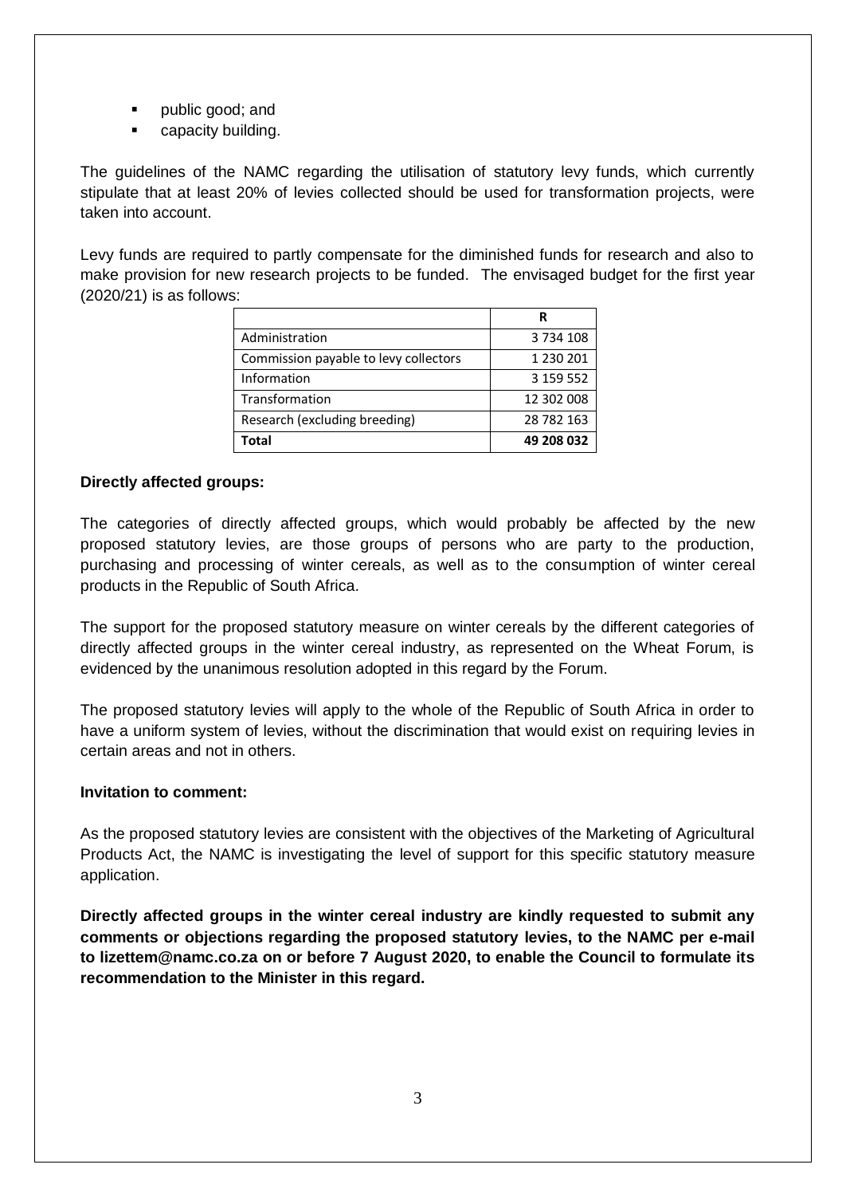- public good; and
- capacity building.

The guidelines of the NAMC regarding the utilisation of statutory levy funds, which currently stipulate that at least 20% of levies collected should be used for transformation projects, were taken into account.

Levy funds are required to partly compensate for the diminished funds for research and also to make provision for new research projects to be funded. The envisaged budget for the first year (2020/21) is as follows:

| | **R** |
|---|---|
| Administration | 3 734 108 |
| Commission payable to levy collectors | 1 230 201 |
| Information | 3 159 552 |
| Transformation | 12 302 008 |
| Research (excluding breeding) | 28 782 163 |
| **Total** | **49 208 032** |

**Directly affected groups:**

The categories of directly affected groups, which would probably be affected by the new proposed statutory levies, are those groups of persons who are party to the production, purchasing and processing of winter cereals, as well as to the consumption of winter cereal products in the Republic of South Africa.

The support for the proposed statutory measure on winter cereals by the different categories of directly affected groups in the winter cereal industry, as represented on the Wheat Forum, is evidenced by the unanimous resolution adopted in this regard by the Forum.

The proposed statutory levies will apply to the whole of the Republic of South Africa in order to have a uniform system of levies, without the discrimination that would exist on requiring levies in certain areas and not in others.

**Invitation to comment:**

As the proposed statutory levies are consistent with the objectives of the Marketing of Agricultural Products Act, the NAMC is investigating the level of support for this specific statutory measure application.

**Directly affected groups in the winter cereal industry are kindly requested to submit any comments or objections regarding the proposed statutory levies, to the NAMC per e-mail to lizettem@namc.co.za on or before 7 August 2020, to enable the Council to formulate its recommendation to the Minister in this regard.**